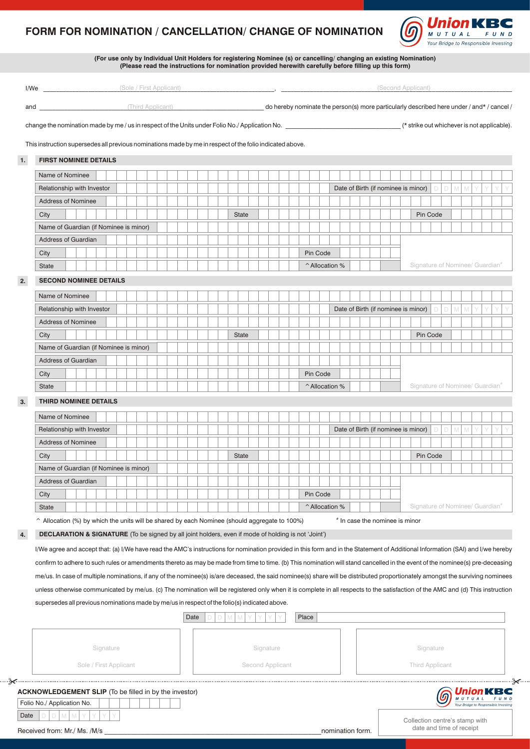# FORM FOR NOMINATION / CANCELLATION/ CHANGE OF NOMINATION

Union KBC MUTUAL FUND — Your Bridge to Responsible Investing

**(For use only by Individual Unit Holders for registering Nominee (s) or cancelling/ changing an existing Nomination)**
**(Please read the instructions for nomination provided herewith carefully before filling up this form)**

I/We ____________________(Sole / First Applicant)____________________, ____________________(Second Applicant)____________________

and ____________________(Third Applicant)____________________ do hereby nominate the person(s) more particularly described here under / and* / cancel /

change the nomination made by me / us in respect of the Units under Folio No./ Application No. ____________________ (* strike out whichever is not applicable).

This instruction supersedes all previous nominations made by me in respect of the folio indicated above.

## 1. FIRST NOMINEE DETAILS

| | |
|---|---|
| Name of Nominee | |
| Relationship with Investor | Date of Birth (if nominee is minor) D D M M Y Y Y Y |
| Address of Nominee | |
| City | State / Pin Code |
| Name of Guardian (if Nominee is minor) | |
| Address of Guardian | |
| City | Pin Code |
| State | ^Allocation % / Signature of Nominee/ Guardian# |

## 2. SECOND NOMINEE DETAILS

| | |
|---|---|
| Name of Nominee | |
| Relationship with Investor | Date of Birth (if nominee is minor) D D M M Y Y Y Y |
| Address of Nominee | |
| City | State / Pin Code |
| Name of Guardian (if Nominee is minor) | |
| Address of Guardian | |
| City | Pin Code |
| State | ^Allocation % / Signature of Nominee/ Guardian# |

## 3. THIRD NOMINEE DETAILS

| | |
|---|---|
| Name of Nominee | |
| Relationship with Investor | Date of Birth (if nominee is minor) D D M M Y Y Y Y |
| Address of Nominee | |
| City | State / Pin Code |
| Name of Guardian (if Nominee is minor) | |
| Address of Guardian | |
| City | Pin Code |
| State | ^Allocation % / Signature of Nominee/ Guardian# |

^ Allocation (%) by which the units will be shared by each Nominee (should aggregate to 100%)  # In case the nominee is minor

## 4. DECLARATION & SIGNATURE (To be signed by all joint holders, even if mode of holding is not 'Joint')

I/We agree and accept that: (a) I/We have read the AMC's instructions for nomination provided in this form and in the Statement of Additional Information (SAI) and I/we hereby confirm to adhere to such rules or amendments thereto as may be made from time to time. (b) This nomination will stand cancelled in the event of the nominee(s) pre-deceasing me/us. In case of multiple nominations, if any of the nominee(s) is/are deceased, the said nominee(s) share will be distributed proportionately amongst the surviving nominees unless otherwise communicated by me/us. (c) The nomination will be registered only when it is complete in all respects to the satisfaction of the AMC and (d) This instruction supersedes all previous nominations made by me/us in respect of the folio(s) indicated above.

Date D D M M Y Y Y Y  Place ____________________

| Signature | Signature | Signature |
|---|---|---|
| Sole / First Applicant | Second Applicant | Third Applicant |

---

**ACKNOWLEDGEMENT SLIP** (To be filled in by the investor)

Union KBC MUTUAL FUND — Your Bridge to Responsible Investing

Folio No./ Application No. ____________________

Date D D M M Y Y Y Y

Received from: Mr./ Ms. /M/s ____________________ nomination form.

Collection centre's stamp with date and time of receipt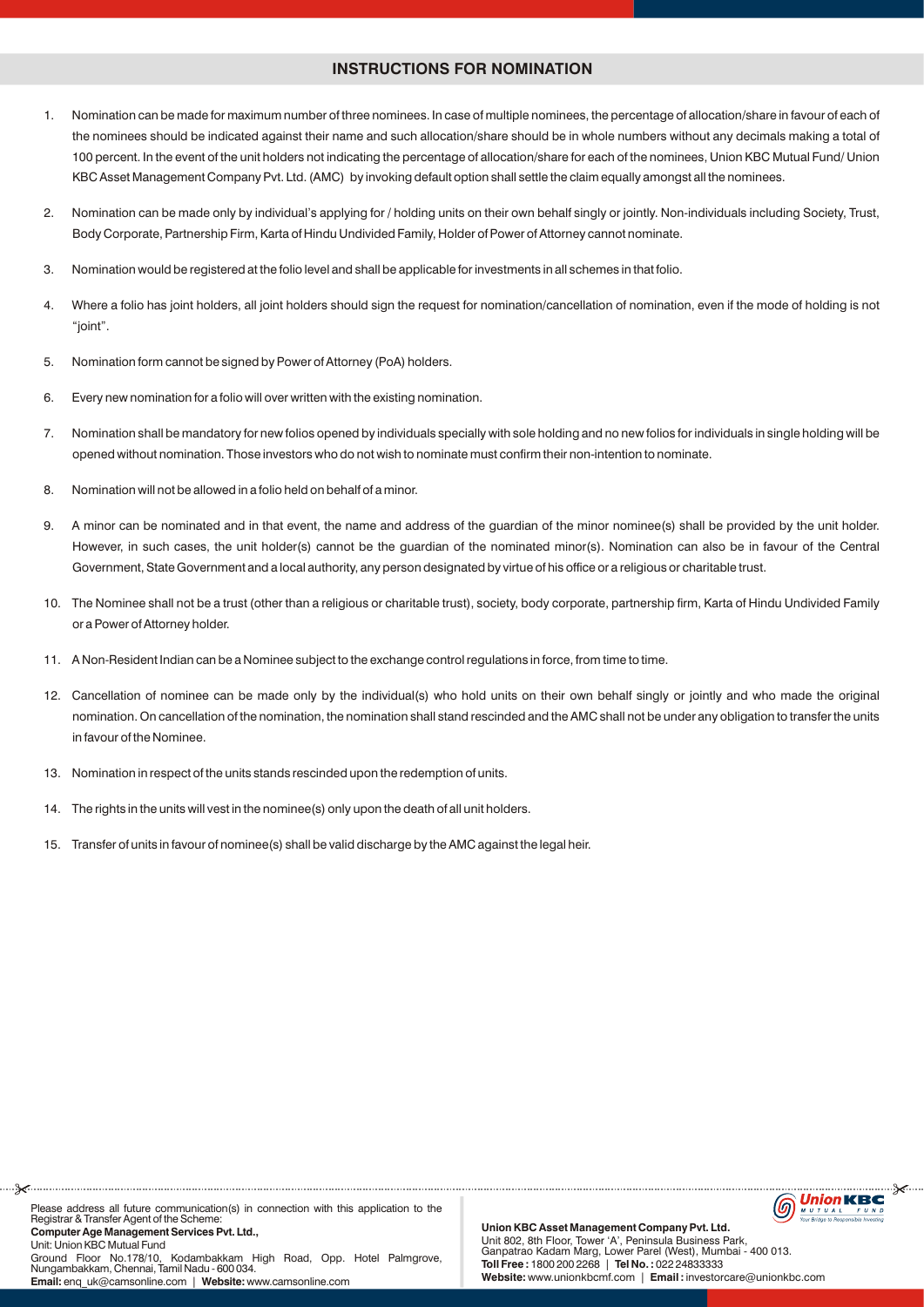## INSTRUCTIONS FOR NOMINATION

1. Nomination can be made for maximum number of three nominees. In case of multiple nominees, the percentage of allocation/share in favour of each of the nominees should be indicated against their name and such allocation/share should be in whole numbers without any decimals making a total of 100 percent. In the event of the unit holders not indicating the percentage of allocation/share for each of the nominees, Union KBC Mutual Fund/ Union KBC Asset Management Company Pvt. Ltd. (AMC) by invoking default option shall settle the claim equally amongst all the nominees.
2. Nomination can be made only by individual's applying for / holding units on their own behalf singly or jointly. Non-individuals including Society, Trust, Body Corporate, Partnership Firm, Karta of Hindu Undivided Family, Holder of Power of Attorney cannot nominate.
3. Nomination would be registered at the folio level and shall be applicable for investments in all schemes in that folio.
4. Where a folio has joint holders, all joint holders should sign the request for nomination/cancellation of nomination, even if the mode of holding is not "joint".
5. Nomination form cannot be signed by Power of Attorney (PoA) holders.
6. Every new nomination for a folio will over written with the existing nomination.
7. Nomination shall be mandatory for new folios opened by individuals specially with sole holding and no new folios for individuals in single holding will be opened without nomination. Those investors who do not wish to nominate must confirm their non-intention to nominate.
8. Nomination will not be allowed in a folio held on behalf of a minor.
9. A minor can be nominated and in that event, the name and address of the guardian of the minor nominee(s) shall be provided by the unit holder. However, in such cases, the unit holder(s) cannot be the guardian of the nominated minor(s). Nomination can also be in favour of the Central Government, State Government and a local authority, any person designated by virtue of his office or a religious or charitable trust.
10. The Nominee shall not be a trust (other than a religious or charitable trust), society, body corporate, partnership firm, Karta of Hindu Undivided Family or a Power of Attorney holder.
11. A Non-Resident Indian can be a Nominee subject to the exchange control regulations in force, from time to time.
12. Cancellation of nominee can be made only by the individual(s) who hold units on their own behalf singly or jointly and who made the original nomination. On cancellation of the nomination, the nomination shall stand rescinded and the AMC shall not be under any obligation to transfer the units in favour of the Nominee.
13. Nomination in respect of the units stands rescinded upon the redemption of units.
14. The rights in the units will vest in the nominee(s) only upon the death of all unit holders.
15. Transfer of units in favour of nominee(s) shall be valid discharge by the AMC against the legal heir.

Please address all future communication(s) in connection with this application to the Registrar & Transfer Agent of the Scheme:
**Computer Age Management Services Pvt. Ltd.,**
Unit: Union KBC Mutual Fund
Ground Floor No.178/10, Kodambakkam High Road, Opp. Hotel Palmgrove, Nungambakkam, Chennai, Tamil Nadu - 600 034.
**Email:** enq_uk@camsonline.com | **Website:** www.camsonline.com

Union KBC Mutual Fund — Your Bridge to Responsible Investing

**Union KBC Asset Management Company Pvt. Ltd.**
Unit 802, 8th Floor, Tower 'A', Peninsula Business Park, Ganpatrao Kadam Marg, Lower Parel (West), Mumbai - 400 013.
**Toll Free :** 1800 200 2268 | **Tel No. :** 022 24833333
**Website:** www.unionkbcmf.com | **Email :** investorcare@unionkbc.com